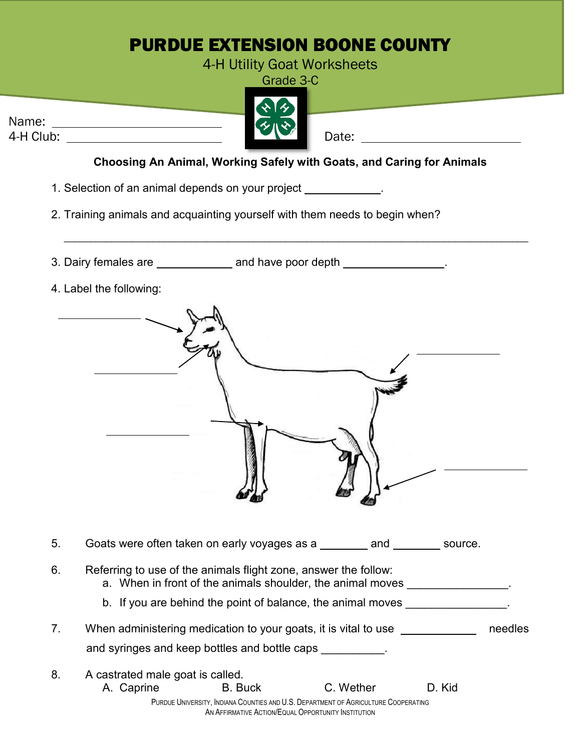# PURDUE EXTENSION BOONE COUNTY

4-H Utility Goat Worksheets

Grade 3-C

Name: ______________________

4-H Club: ______________________

Date: ______________________

**Choosing An Animal, Working Safely with Goats, and Caring for Animals**

1. Selection of an animal depends on your project __________.

2. Training animals and acquainting yourself with them needs to begin when?

   ____________________________________________________________

3. Dairy females are __________ and have poor depth ____________.

4. Label the following:

   ____________

   ____________

   ____________

   ____________

   ____________

5. Goats were often taken on early voyages as a _______ and _______ source.

6. Referring to use of the animals flight zone, answer the follow:
   a. When in front of the animals shoulder, the animal moves ______________.
   b. If you are behind the point of balance, the animal moves ______________.

7. When administering medication to your goats, it is vital to use __________ needles and syringes and keep bottles and bottle caps __________.

8. A castrated male goat is called.
   A. Caprine B. Buck C. Wether D. Kid

Purdue University, Indiana Counties and U.S. Department of Agriculture Cooperating
An Affirmative Action/Equal Opportunity Institution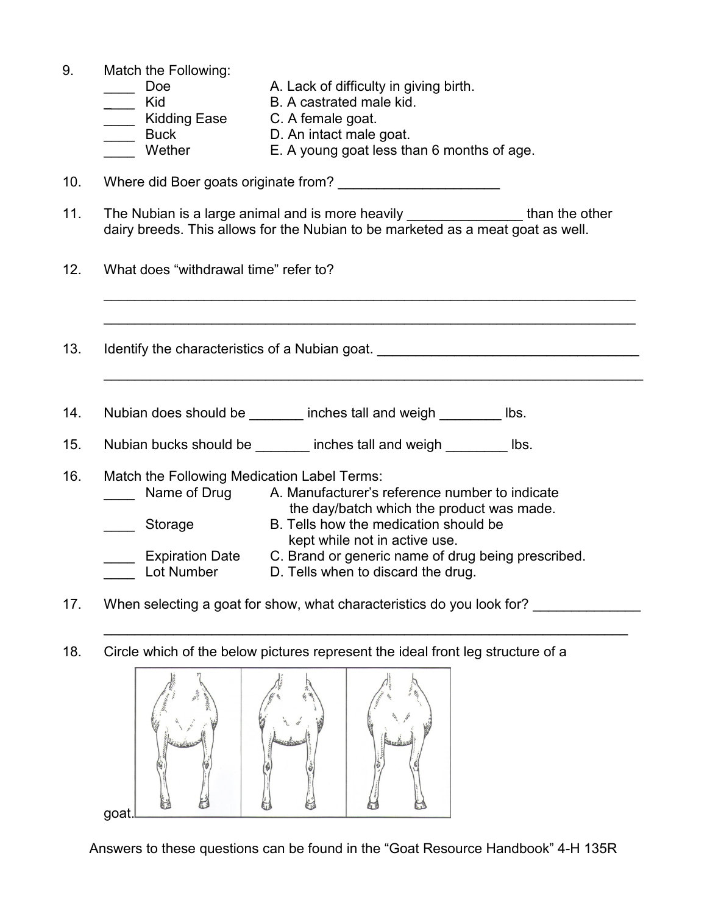9. Match the Following:
   - ____ Doe — A. Lack of difficulty in giving birth.
   - ____ Kid — B. A castrated male kid.
   - ____ Kidding Ease — C. A female goat.
   - ____ Buck — D. An intact male goat.
   - ____ Wether — E. A young goat less than 6 months of age.

10. Where did Boer goats originate from? ______________________

11. The Nubian is a large animal and is more heavily _______________ than the other dairy breeds. This allows for the Nubian to be marketed as a meat goat as well.

12. What does "withdrawal time" refer to?

    ________________________________________________________________________

    ________________________________________________________________________

13. Identify the characteristics of a Nubian goat. ___________________________________

    ________________________________________________________________________

14. Nubian does should be _______ inches tall and weigh ________ lbs.

15. Nubian bucks should be _______ inches tall and weigh ________ lbs.

16. Match the Following Medication Label Terms:
    - ____ Name of Drug — A. Manufacturer's reference number to indicate the day/batch which the product was made.
    - ____ Storage — B. Tells how the medication should be kept while not in active use.
    - ____ Expiration Date — C. Brand or generic name of drug being prescribed.
    - ____ Lot Number — D. Tells when to discard the drug.

17. When selecting a goat for show, what characteristics do you look for? ______________

    ________________________________________________________________________

18. Circle which of the below pictures represent the ideal front leg structure of a goat.

Answers to these questions can be found in the "Goat Resource Handbook" 4-H 135R